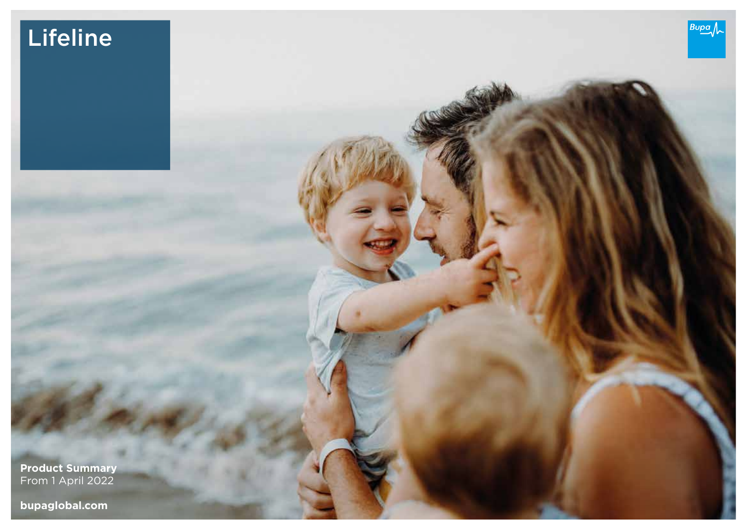# Lifeline

Bupa

**Product Summary**
From 1 April 2022

**bupaglobal.com**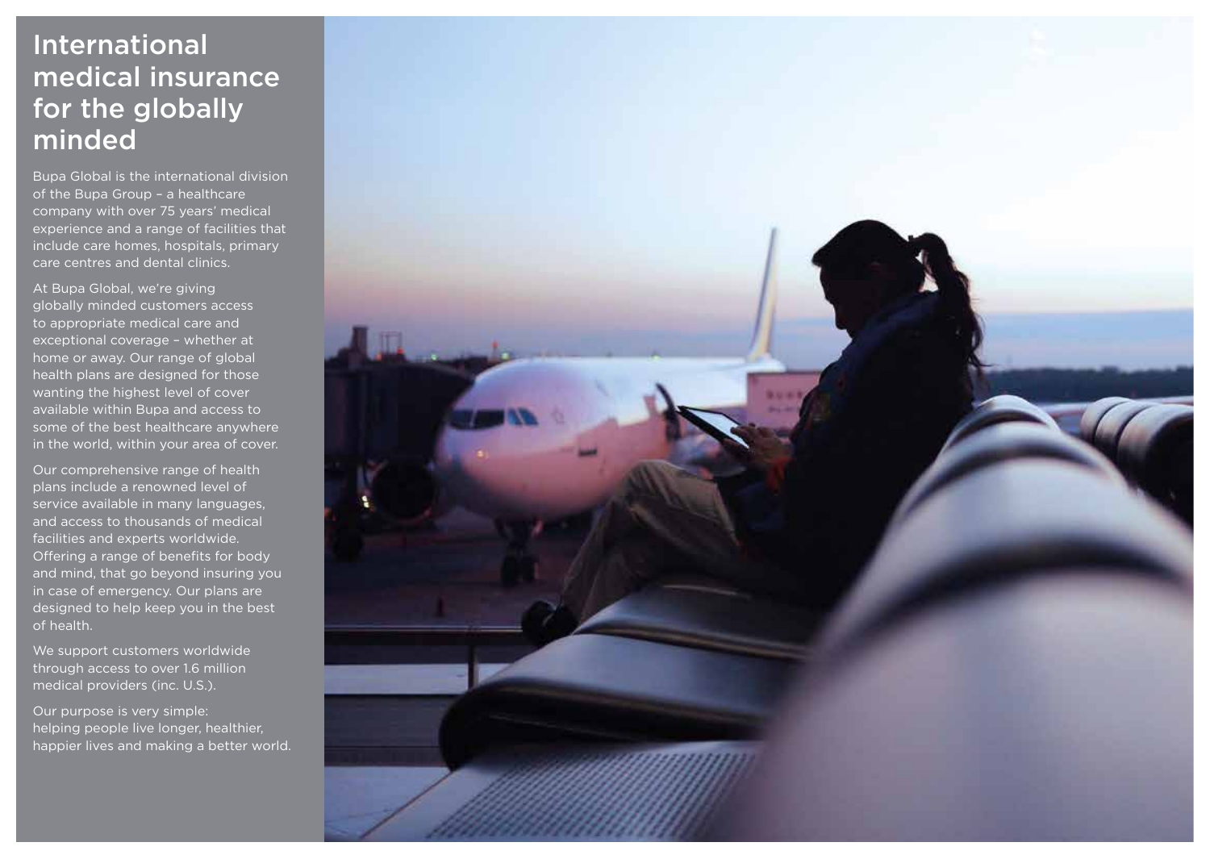# International medical insurance for the globally minded

Bupa Global is the international division of the Bupa Group – a healthcare company with over 75 years' medical experience and a range of facilities that include care homes, hospitals, primary care centres and dental clinics.

At Bupa Global, we're giving globally minded customers access to appropriate medical care and exceptional coverage – whether at home or away. Our range of global health plans are designed for those wanting the highest level of cover available within Bupa and access to some of the best healthcare anywhere in the world, within your area of cover.

Our comprehensive range of health plans include a renowned level of service available in many languages, and access to thousands of medical facilities and experts worldwide. Offering a range of benefits for body and mind, that go beyond insuring you in case of emergency. Our plans are designed to help keep you in the best of health.

We support customers worldwide through access to over 1.6 million medical providers (inc. U.S.).

Our purpose is very simple: helping people live longer, healthier, happier lives and making a better world.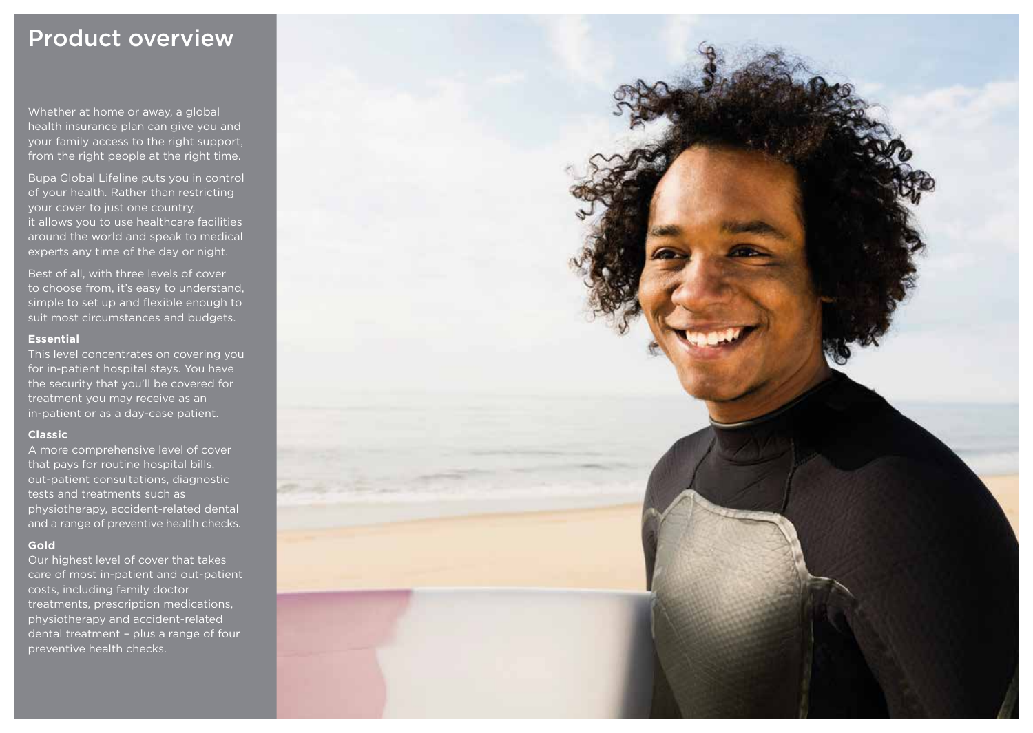# Product overview

Whether at home or away, a global health insurance plan can give you and your family access to the right support, from the right people at the right time.

Bupa Global Lifeline puts you in control of your health. Rather than restricting your cover to just one country, it allows you to use healthcare facilities around the world and speak to medical experts any time of the day or night.

Best of all, with three levels of cover to choose from, it's easy to understand, simple to set up and flexible enough to suit most circumstances and budgets.

**Essential**

This level concentrates on covering you for in-patient hospital stays. You have the security that you'll be covered for treatment you may receive as an in-patient or as a day-case patient.

**Classic**

A more comprehensive level of cover that pays for routine hospital bills, out-patient consultations, diagnostic tests and treatments such as physiotherapy, accident-related dental and a range of preventive health checks.

**Gold**

Our highest level of cover that takes care of most in-patient and out-patient costs, including family doctor treatments, prescription medications, physiotherapy and accident-related dental treatment – plus a range of four preventive health checks.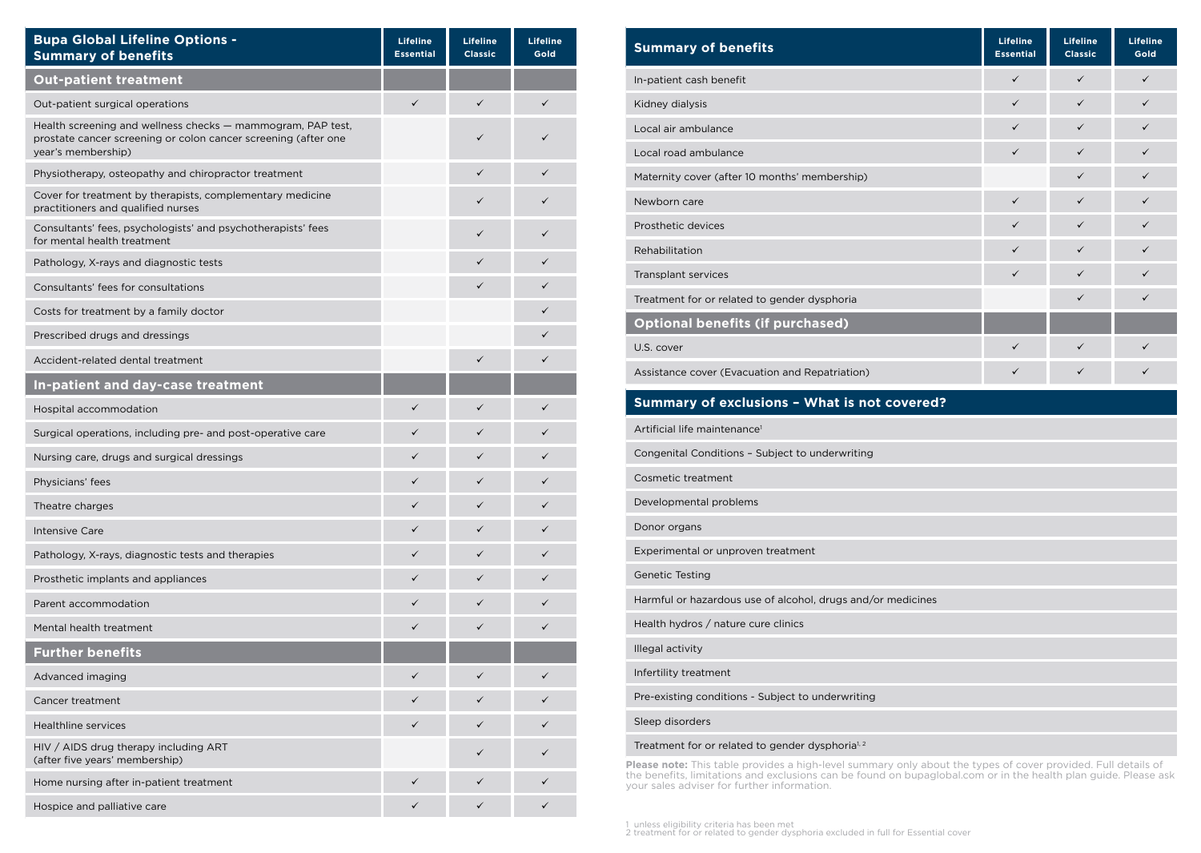| Bupa Global Lifeline Options - Summary of benefits | Lifeline Essential | Lifeline Classic | Lifeline Gold |
|---|---|---|---|
| **Out-patient treatment** | | | |
| Out-patient surgical operations | ✓ | ✓ | ✓ |
| Health screening and wellness checks — mammogram, PAP test, prostate cancer screening or colon cancer screening (after one year's membership) | | ✓ | ✓ |
| Physiotherapy, osteopathy and chiropractor treatment | | ✓ | ✓ |
| Cover for treatment by therapists, complementary medicine practitioners and qualified nurses | | ✓ | ✓ |
| Consultants' fees, psychologists' and psychotherapists' fees for mental health treatment | | ✓ | ✓ |
| Pathology, X-rays and diagnostic tests | | ✓ | ✓ |
| Consultants' fees for consultations | | ✓ | ✓ |
| Costs for treatment by a family doctor | | | ✓ |
| Prescribed drugs and dressings | | | ✓ |
| Accident-related dental treatment | | ✓ | ✓ |
| **In-patient and day-case treatment** | | | |
| Hospital accommodation | ✓ | ✓ | ✓ |
| Surgical operations, including pre- and post-operative care | ✓ | ✓ | ✓ |
| Nursing care, drugs and surgical dressings | ✓ | ✓ | ✓ |
| Physicians' fees | ✓ | ✓ | ✓ |
| Theatre charges | ✓ | ✓ | ✓ |
| Intensive Care | ✓ | ✓ | ✓ |
| Pathology, X-rays, diagnostic tests and therapies | ✓ | ✓ | ✓ |
| Prosthetic implants and appliances | ✓ | ✓ | ✓ |
| Parent accommodation | ✓ | ✓ | ✓ |
| Mental health treatment | ✓ | ✓ | ✓ |
| **Further benefits** | | | |
| Advanced imaging | ✓ | ✓ | ✓ |
| Cancer treatment | ✓ | ✓ | ✓ |
| Healthline services | ✓ | ✓ | ✓ |
| HIV / AIDS drug therapy including ART (after five years' membership) | | ✓ | ✓ |
| Home nursing after in-patient treatment | ✓ | ✓ | ✓ |
| Hospice and palliative care | ✓ | ✓ | ✓ |

| Summary of benefits | Lifeline Essential | Lifeline Classic | Lifeline Gold |
|---|---|---|---|
| In-patient cash benefit | ✓ | ✓ | ✓ |
| Kidney dialysis | ✓ | ✓ | ✓ |
| Local air ambulance | ✓ | ✓ | ✓ |
| Local road ambulance | ✓ | ✓ | ✓ |
| Maternity cover (after 10 months' membership) | | ✓ | ✓ |
| Newborn care | ✓ | ✓ | ✓ |
| Prosthetic devices | ✓ | ✓ | ✓ |
| Rehabilitation | ✓ | ✓ | ✓ |
| Transplant services | ✓ | ✓ | ✓ |
| Treatment for or related to gender dysphoria | | ✓ | ✓ |
| **Optional benefits (if purchased)** | | | |
| U.S. cover | ✓ | ✓ | ✓ |
| Assistance cover (Evacuation and Repatriation) | ✓ | ✓ | ✓ |

## Summary of exclusions – What is not covered?

- Artificial life maintenance[1]
- Congenital Conditions – Subject to underwriting
- Cosmetic treatment
- Developmental problems
- Donor organs
- Experimental or unproven treatment
- Genetic Testing
- Harmful or hazardous use of alcohol, drugs and/or medicines
- Health hydros / nature cure clinics
- Illegal activity
- Infertility treatment
- Pre-existing conditions - Subject to underwriting
- Sleep disorders
- Treatment for or related to gender dysphoria[1, 2]

**Please note:** This table provides a high-level summary only about the types of cover provided. Full details of the benefits, limitations and exclusions can be found on bupaglobal.com or in the health plan guide. Please ask your sales adviser for further information.

1 unless eligibility criteria has been met
2 treatment for or related to gender dysphoria excluded in full for Essential cover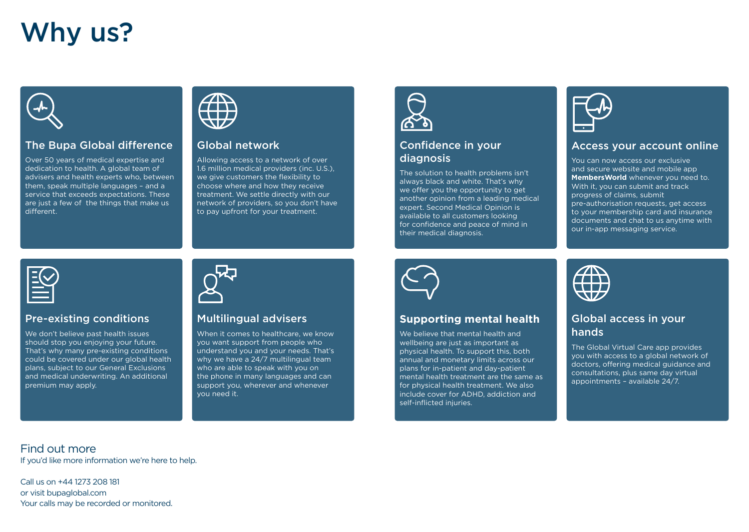# Why us?

## The Bupa Global difference

Over 50 years of medical expertise and dedication to health. A global team of advisers and health experts who, between them, speak multiple languages – and a service that exceeds expectations. These are just a few of the things that make us different.

## Global network

Allowing access to a network of over 1.6 million medical providers (inc. U.S.), we give customers the flexibility to choose where and how they receive treatment. We settle directly with our network of providers, so you don't have to pay upfront for your treatment.

## Confidence in your diagnosis

The solution to health problems isn't always black and white. That's why we offer you the opportunity to get another opinion from a leading medical expert. Second Medical Opinion is available to all customers looking for confidence and peace of mind in their medical diagnosis.

## Access your account online

You can now access our exclusive and secure website and mobile app **MembersWorld** whenever you need to. With it, you can submit and track progress of claims, submit pre-authorisation requests, get access to your membership card and insurance documents and chat to us anytime with our in-app messaging service.

## Pre-existing conditions

We don't believe past health issues should stop you enjoying your future. That's why many pre-existing conditions could be covered under our global health plans, subject to our General Exclusions and medical underwriting. An additional premium may apply.

## Multilingual advisers

When it comes to healthcare, we know you want support from people who understand you and your needs. That's why we have a 24/7 multilingual team who are able to speak with you on the phone in many languages and can support you, wherever and whenever you need it.

## Supporting mental health

We believe that mental health and wellbeing are just as important as physical health. To support this, both annual and monetary limits across our plans for in-patient and day-patient mental health treatment are the same as for physical health treatment. We also include cover for ADHD, addiction and self-inflicted injuries.

## Global access in your hands

The Global Virtual Care app provides you with access to a global network of doctors, offering medical guidance and consultations, plus same day virtual appointments – available 24/7.

## Find out more

If you'd like more information we're here to help.

Call us on +44 1273 208 181
or visit bupaglobal.com
Your calls may be recorded or monitored.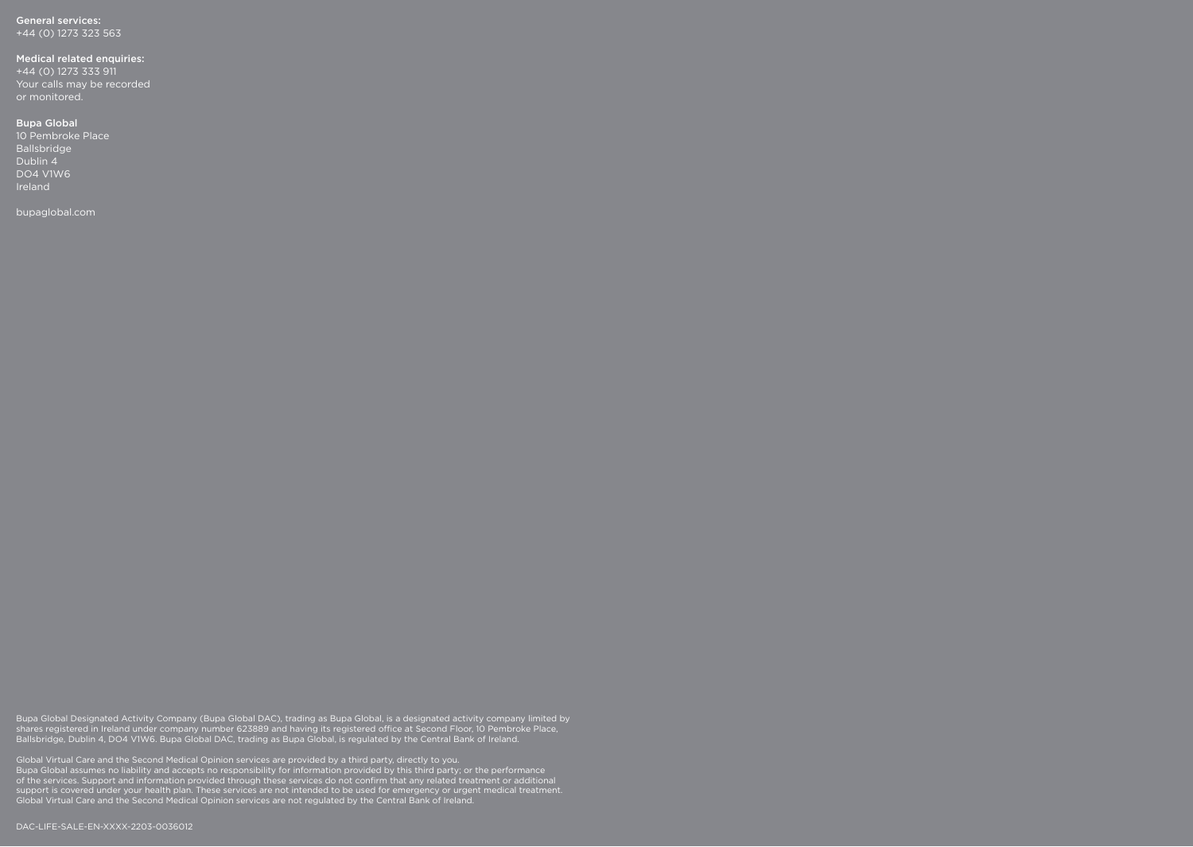**General services:**
+44 (0) 1273 323 563

**Medical related enquiries:**
+44 (0) 1273 333 911
Your calls may be recorded or monitored.

**Bupa Global**
10 Pembroke Place
Ballsbridge
Dublin 4
DO4 V1W6
Ireland

bupaglobal.com

Bupa Global Designated Activity Company (Bupa Global DAC), trading as Bupa Global, is a designated activity company limited by shares registered in Ireland under company number 623889 and having its registered office at Second Floor, 10 Pembroke Place, Ballsbridge, Dublin 4, DO4 V1W6. Bupa Global DAC, trading as Bupa Global, is regulated by the Central Bank of Ireland.

Global Virtual Care and the Second Medical Opinion services are provided by a third party, directly to you. Bupa Global assumes no liability and accepts no responsibility for information provided by this third party; or the performance of the services. Support and information provided through these services do not confirm that any related treatment or additional support is covered under your health plan. These services are not intended to be used for emergency or urgent medical treatment. Global Virtual Care and the Second Medical Opinion services are not regulated by the Central Bank of Ireland.

DAC-LIFE-SALE-EN-XXXX-2203-0036012